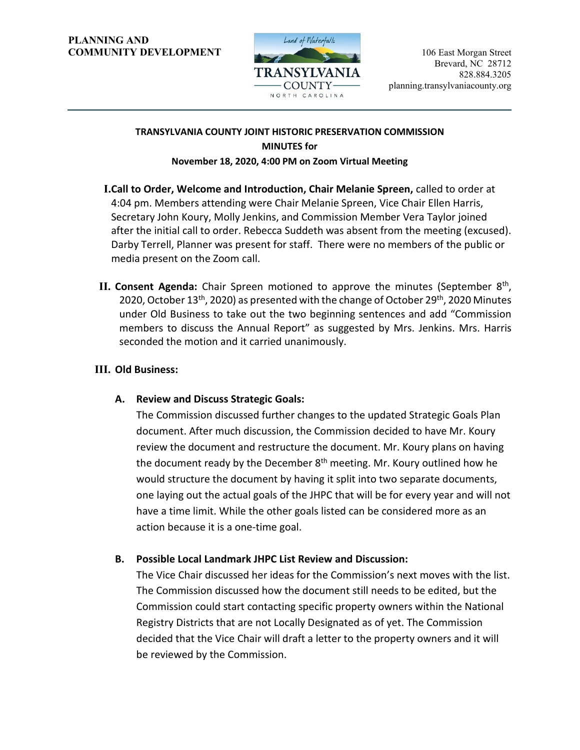**PLANNING AND COMMUNITY DEVELOPMENT**

Land of Waterfalls
TRANSYLVANIA COUNTY
NORTH CAROLINA

106 East Morgan Street
Brevard, NC 28712
828.884.3205
planning.transylvaniacounty.org

---

**TRANSYLVANIA COUNTY JOINT HISTORIC PRESERVATION COMMISSION**
**MINUTES for**
**November 18, 2020, 4:00 PM on Zoom Virtual Meeting**

**I. Call to Order, Welcome and Introduction, Chair Melanie Spreen,** called to order at 4:04 pm. Members attending were Chair Melanie Spreen, Vice Chair Ellen Harris, Secretary John Koury, Molly Jenkins, and Commission Member Vera Taylor joined after the initial call to order. Rebecca Suddeth was absent from the meeting (excused). Darby Terrell, Planner was present for staff. There were no members of the public or media present on the Zoom call.

**II. Consent Agenda:** Chair Spreen motioned to approve the minutes (September 8th, 2020, October 13th, 2020) as presented with the change of October 29th, 2020 Minutes under Old Business to take out the two beginning sentences and add "Commission members to discuss the Annual Report" as suggested by Mrs. Jenkins. Mrs. Harris seconded the motion and it carried unanimously.

**III. Old Business:**

**A. Review and Discuss Strategic Goals:**

The Commission discussed further changes to the updated Strategic Goals Plan document. After much discussion, the Commission decided to have Mr. Koury review the document and restructure the document. Mr. Koury plans on having the document ready by the December 8th meeting. Mr. Koury outlined how he would structure the document by having it split into two separate documents, one laying out the actual goals of the JHPC that will be for every year and will not have a time limit. While the other goals listed can be considered more as an action because it is a one-time goal.

**B. Possible Local Landmark JHPC List Review and Discussion:**

The Vice Chair discussed her ideas for the Commission's next moves with the list. The Commission discussed how the document still needs to be edited, but the Commission could start contacting specific property owners within the National Registry Districts that are not Locally Designated as of yet. The Commission decided that the Vice Chair will draft a letter to the property owners and it will be reviewed by the Commission.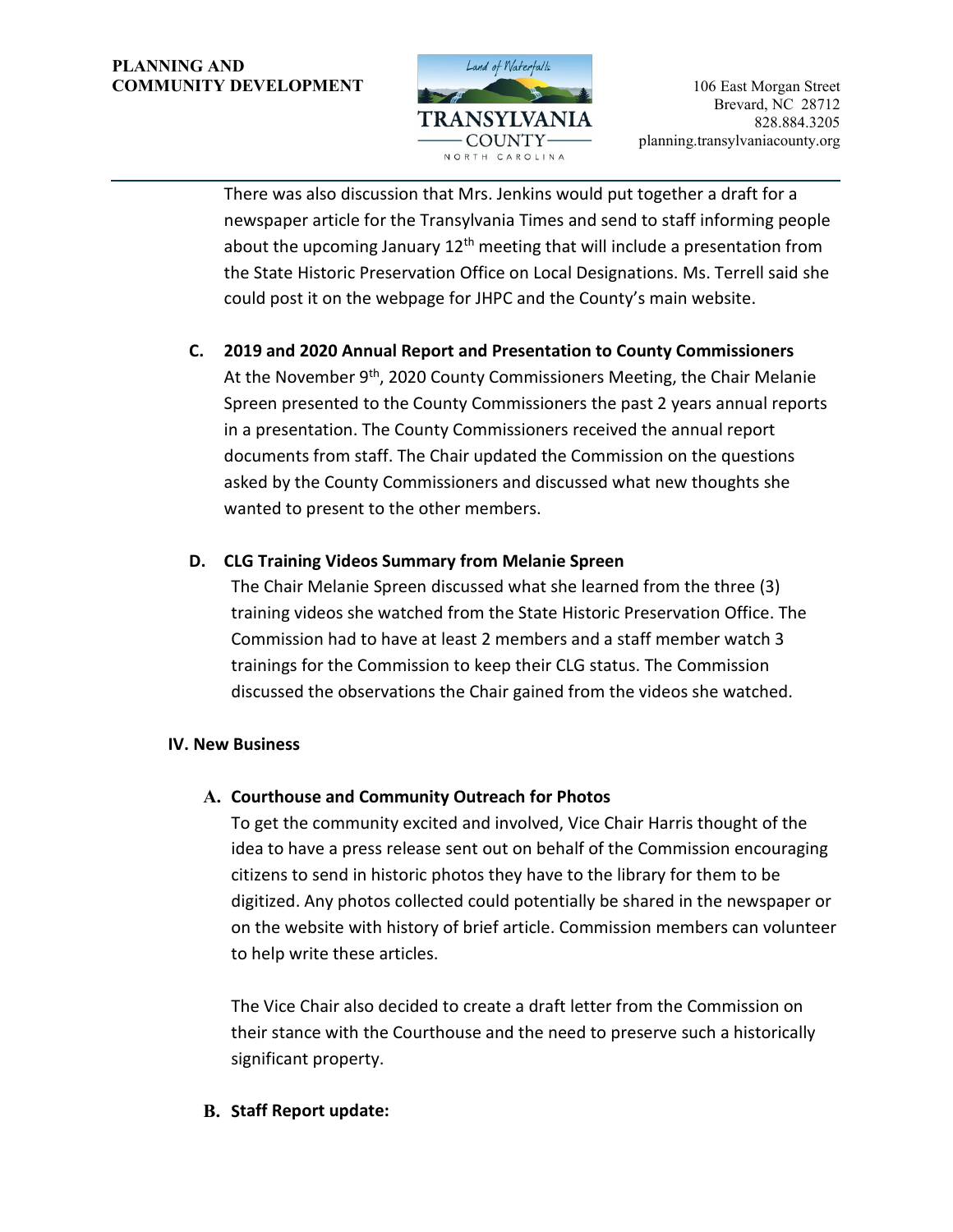There was also discussion that Mrs. Jenkins would put together a draft for a newspaper article for the Transylvania Times and send to staff informing people about the upcoming January 12th meeting that will include a presentation from the State Historic Preservation Office on Local Designations. Ms. Terrell said she could post it on the webpage for JHPC and the County's main website.

**C. 2019 and 2020 Annual Report and Presentation to County Commissioners**

At the November 9th, 2020 County Commissioners Meeting, the Chair Melanie Spreen presented to the County Commissioners the past 2 years annual reports in a presentation. The County Commissioners received the annual report documents from staff. The Chair updated the Commission on the questions asked by the County Commissioners and discussed what new thoughts she wanted to present to the other members.

**D. CLG Training Videos Summary from Melanie Spreen**

The Chair Melanie Spreen discussed what she learned from the three (3) training videos she watched from the State Historic Preservation Office. The Commission had to have at least 2 members and a staff member watch 3 trainings for the Commission to keep their CLG status. The Commission discussed the observations the Chair gained from the videos she watched.

## IV. New Business

**A. Courthouse and Community Outreach for Photos**

To get the community excited and involved, Vice Chair Harris thought of the idea to have a press release sent out on behalf of the Commission encouraging citizens to send in historic photos they have to the library for them to be digitized. Any photos collected could potentially be shared in the newspaper or on the website with history of brief article. Commission members can volunteer to help write these articles.

The Vice Chair also decided to create a draft letter from the Commission on their stance with the Courthouse and the need to preserve such a historically significant property.

**B. Staff Report update:**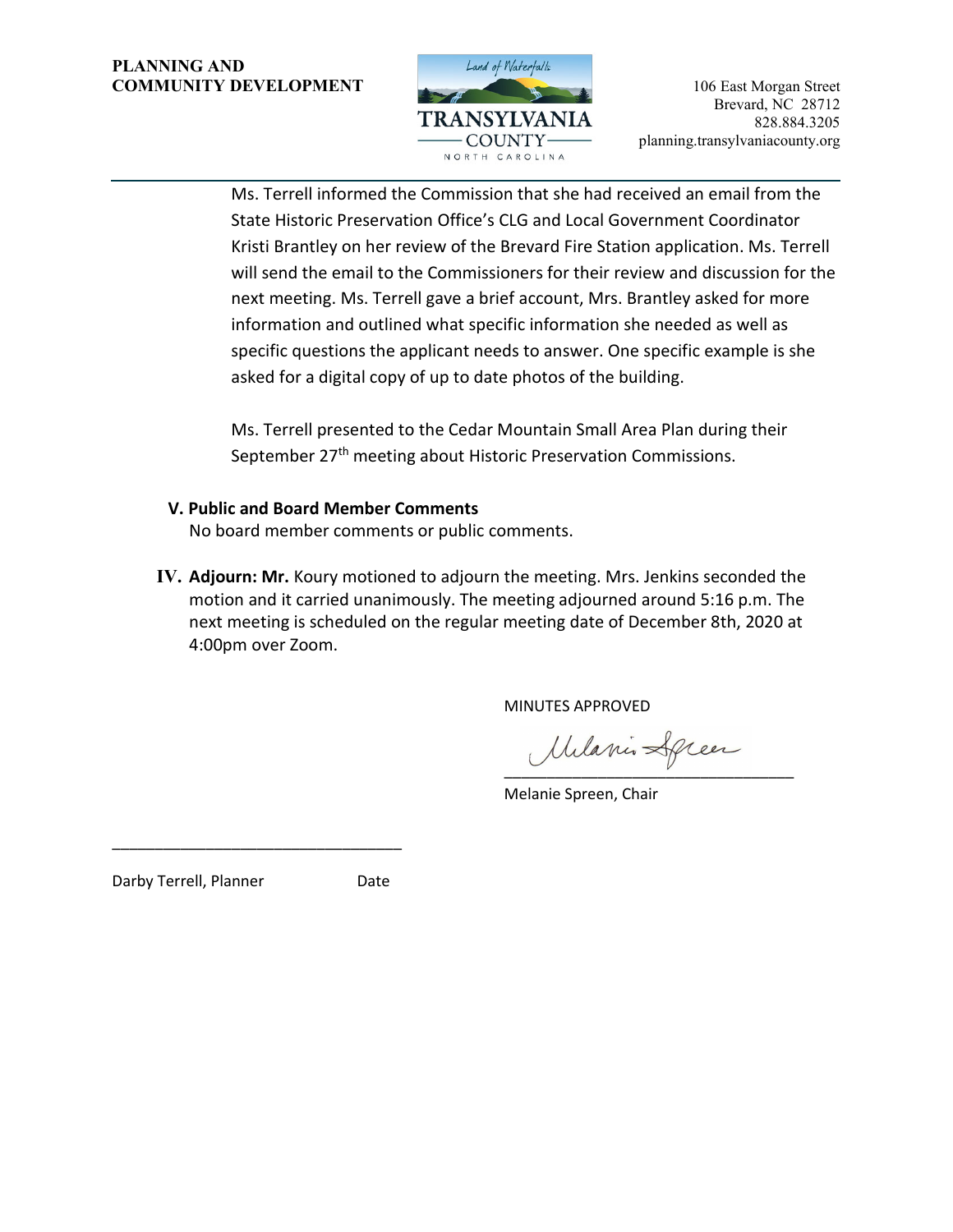Ms. Terrell informed the Commission that she had received an email from the State Historic Preservation Office's CLG and Local Government Coordinator Kristi Brantley on her review of the Brevard Fire Station application. Ms. Terrell will send the email to the Commissioners for their review and discussion for the next meeting. Ms. Terrell gave a brief account, Mrs. Brantley asked for more information and outlined what specific information she needed as well as specific questions the applicant needs to answer. One specific example is she asked for a digital copy of up to date photos of the building.

Ms. Terrell presented to the Cedar Mountain Small Area Plan during their September 27th meeting about Historic Preservation Commissions.

**V. Public and Board Member Comments**

No board member comments or public comments.

**IV. Adjourn: Mr.** Koury motioned to adjourn the meeting. Mrs. Jenkins seconded the motion and it carried unanimously. The meeting adjourned around 5:16 p.m. The next meeting is scheduled on the regular meeting date of December 8th, 2020 at 4:00pm over Zoom.

MINUTES APPROVED

Melanie Spreen, Chair

\_\_\_\_\_\_\_\_\_\_\_\_\_\_\_\_\_\_\_\_\_\_\_\_\_\_\_\_\_\_\_\_

Darby Terrell, Planner Date